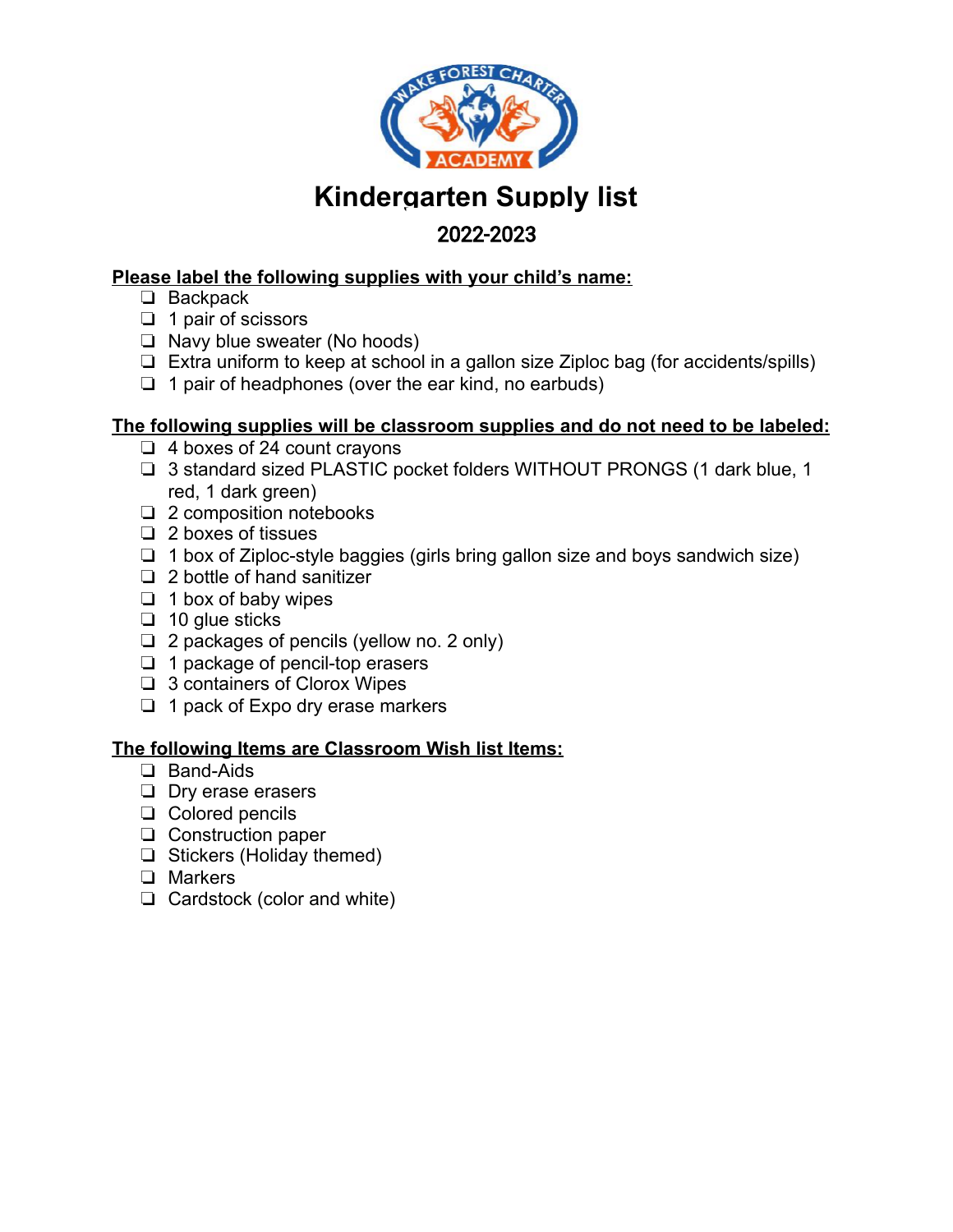# Kindergarten Supply list

## 2022-2023

**Please label the following supplies with your child's name:**

- ❑ Backpack
- ❑ 1 pair of scissors
- ❑ Navy blue sweater (No hoods)
- ❑ Extra uniform to keep at school in a gallon size Ziploc bag (for accidents/spills)
- ❑ 1 pair of headphones (over the ear kind, no earbuds)

**The following supplies will be classroom supplies and do not need to be labeled:**

- ❑ 4 boxes of 24 count crayons
- ❑ 3 standard sized PLASTIC pocket folders WITHOUT PRONGS (1 dark blue, 1 red, 1 dark green)
- ❑ 2 composition notebooks
- ❑ 2 boxes of tissues
- ❑ 1 box of Ziploc-style baggies (girls bring gallon size and boys sandwich size)
- ❑ 2 bottle of hand sanitizer
- ❑ 1 box of baby wipes
- ❑ 10 glue sticks
- ❑ 2 packages of pencils (yellow no. 2 only)
- ❑ 1 package of pencil-top erasers
- ❑ 3 containers of Clorox Wipes
- ❑ 1 pack of Expo dry erase markers

**The following Items are Classroom Wish list Items:**

- ❑ Band-Aids
- ❑ Dry erase erasers
- ❑ Colored pencils
- ❑ Construction paper
- ❑ Stickers (Holiday themed)
- ❑ Markers
- ❑ Cardstock (color and white)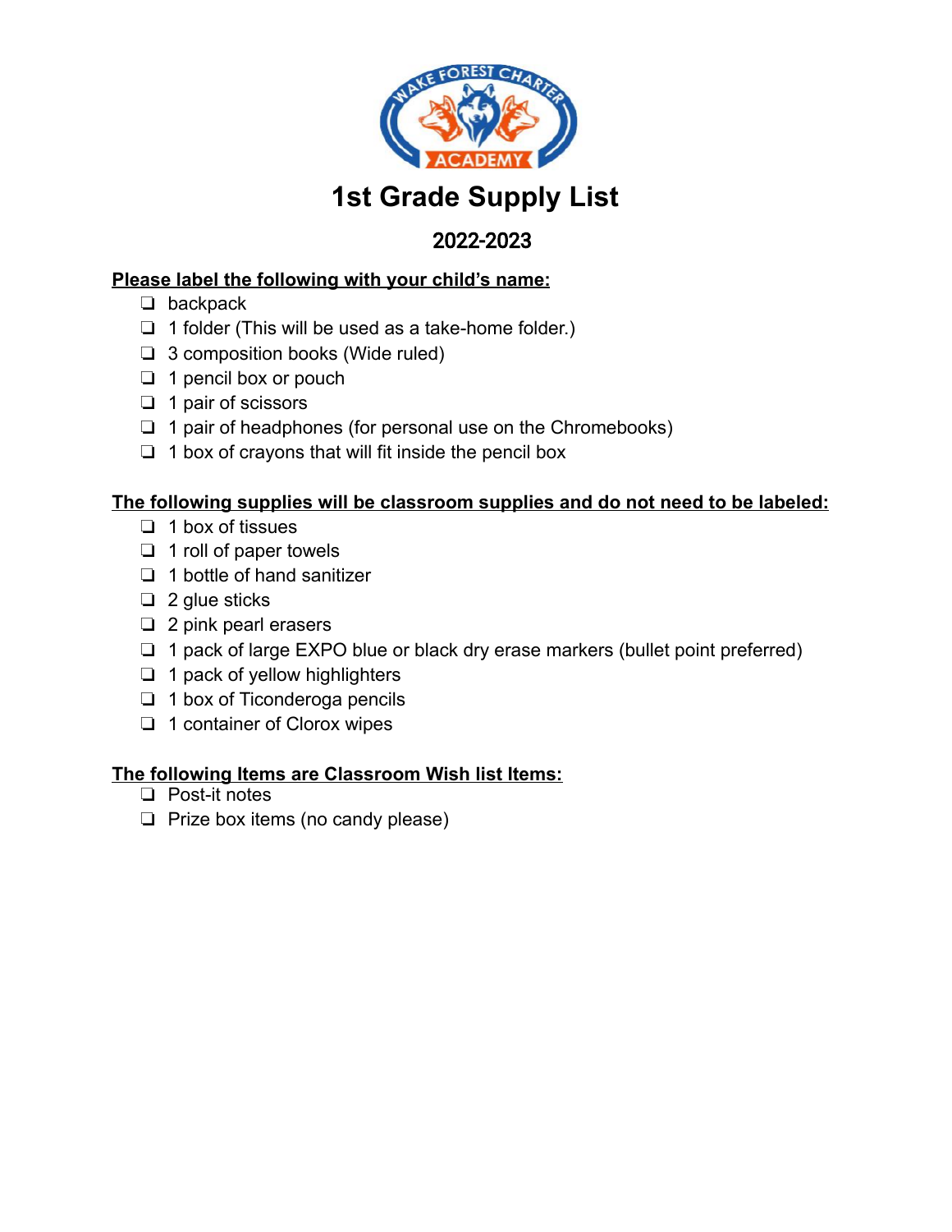# 1st Grade Supply List

## 2022-2023

**Please label the following with your child's name:**

- ❏ backpack
- ❏ 1 folder (This will be used as a take-home folder.)
- ❏ 3 composition books (Wide ruled)
- ❏ 1 pencil box or pouch
- ❏ 1 pair of scissors
- ❏ 1 pair of headphones (for personal use on the Chromebooks)
- ❏ 1 box of crayons that will fit inside the pencil box

**The following supplies will be classroom supplies and do not need to be labeled:**

- ❏ 1 box of tissues
- ❏ 1 roll of paper towels
- ❏ 1 bottle of hand sanitizer
- ❏ 2 glue sticks
- ❏ 2 pink pearl erasers
- ❏ 1 pack of large EXPO blue or black dry erase markers (bullet point preferred)
- ❏ 1 pack of yellow highlighters
- ❏ 1 box of Ticonderoga pencils
- ❏ 1 container of Clorox wipes

**The following Items are Classroom Wish list Items:**

- ❏ Post-it notes
- ❏ Prize box items (no candy please)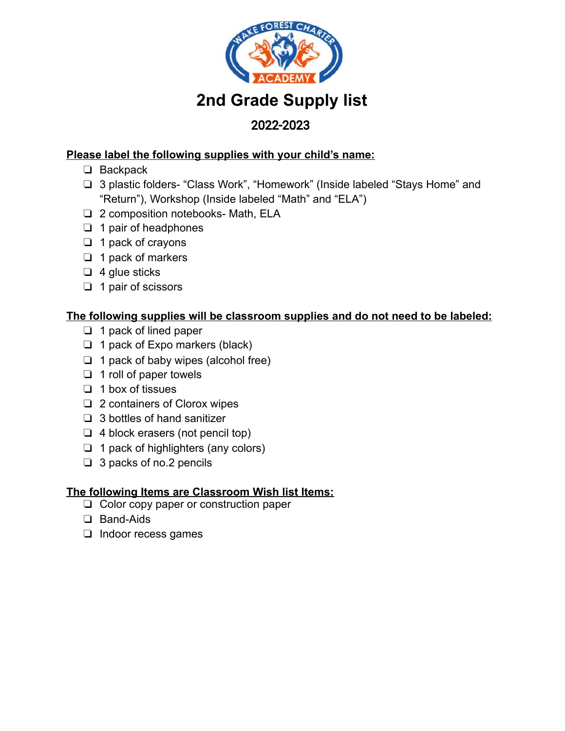# 2nd Grade Supply list

## 2022-2023

**Please label the following supplies with your child's name:**

- ❑ Backpack
- ❑ 3 plastic folders- "Class Work", "Homework" (Inside labeled "Stays Home" and "Return"), Workshop (Inside labeled "Math" and "ELA")
- ❑ 2 composition notebooks- Math, ELA
- ❑ 1 pair of headphones
- ❑ 1 pack of crayons
- ❑ 1 pack of markers
- ❑ 4 glue sticks
- ❑ 1 pair of scissors

**The following supplies will be classroom supplies and do not need to be labeled:**

- ❑ 1 pack of lined paper
- ❑ 1 pack of Expo markers (black)
- ❑ 1 pack of baby wipes (alcohol free)
- ❑ 1 roll of paper towels
- ❑ 1 box of tissues
- ❑ 2 containers of Clorox wipes
- ❑ 3 bottles of hand sanitizer
- ❑ 4 block erasers (not pencil top)
- ❑ 1 pack of highlighters (any colors)
- ❑ 3 packs of no.2 pencils

**The following Items are Classroom Wish list Items:**

- ❑ Color copy paper or construction paper
- ❑ Band-Aids
- ❑ Indoor recess games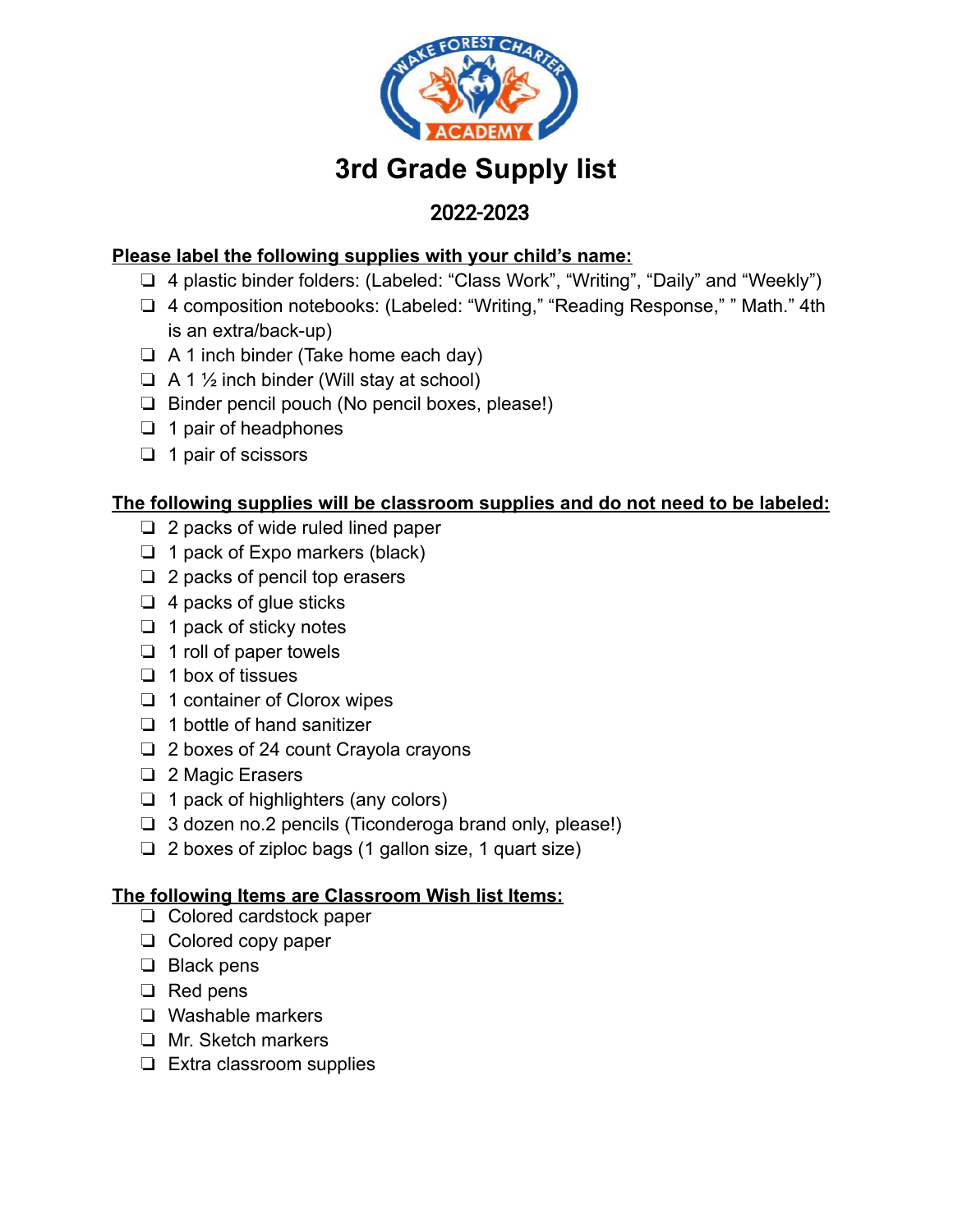# 3rd Grade Supply list

## 2022-2023

**Please label the following supplies with your child's name:**

- ❑ 4 plastic binder folders: (Labeled: "Class Work", "Writing", "Daily" and "Weekly")
- ❑ 4 composition notebooks: (Labeled: "Writing," "Reading Response," " Math." 4th is an extra/back-up)
- ❑ A 1 inch binder (Take home each day)
- ❑ A 1 ½ inch binder (Will stay at school)
- ❑ Binder pencil pouch (No pencil boxes, please!)
- ❑ 1 pair of headphones
- ❑ 1 pair of scissors

**The following supplies will be classroom supplies and do not need to be labeled:**

- ❑ 2 packs of wide ruled lined paper
- ❑ 1 pack of Expo markers (black)
- ❑ 2 packs of pencil top erasers
- ❑ 4 packs of glue sticks
- ❑ 1 pack of sticky notes
- ❑ 1 roll of paper towels
- ❑ 1 box of tissues
- ❑ 1 container of Clorox wipes
- ❑ 1 bottle of hand sanitizer
- ❑ 2 boxes of 24 count Crayola crayons
- ❑ 2 Magic Erasers
- ❑ 1 pack of highlighters (any colors)
- ❑ 3 dozen no.2 pencils (Ticonderoga brand only, please!)
- ❑ 2 boxes of ziploc bags (1 gallon size, 1 quart size)

**The following Items are Classroom Wish list Items:**

- ❑ Colored cardstock paper
- ❑ Colored copy paper
- ❑ Black pens
- ❑ Red pens
- ❑ Washable markers
- ❑ Mr. Sketch markers
- ❑ Extra classroom supplies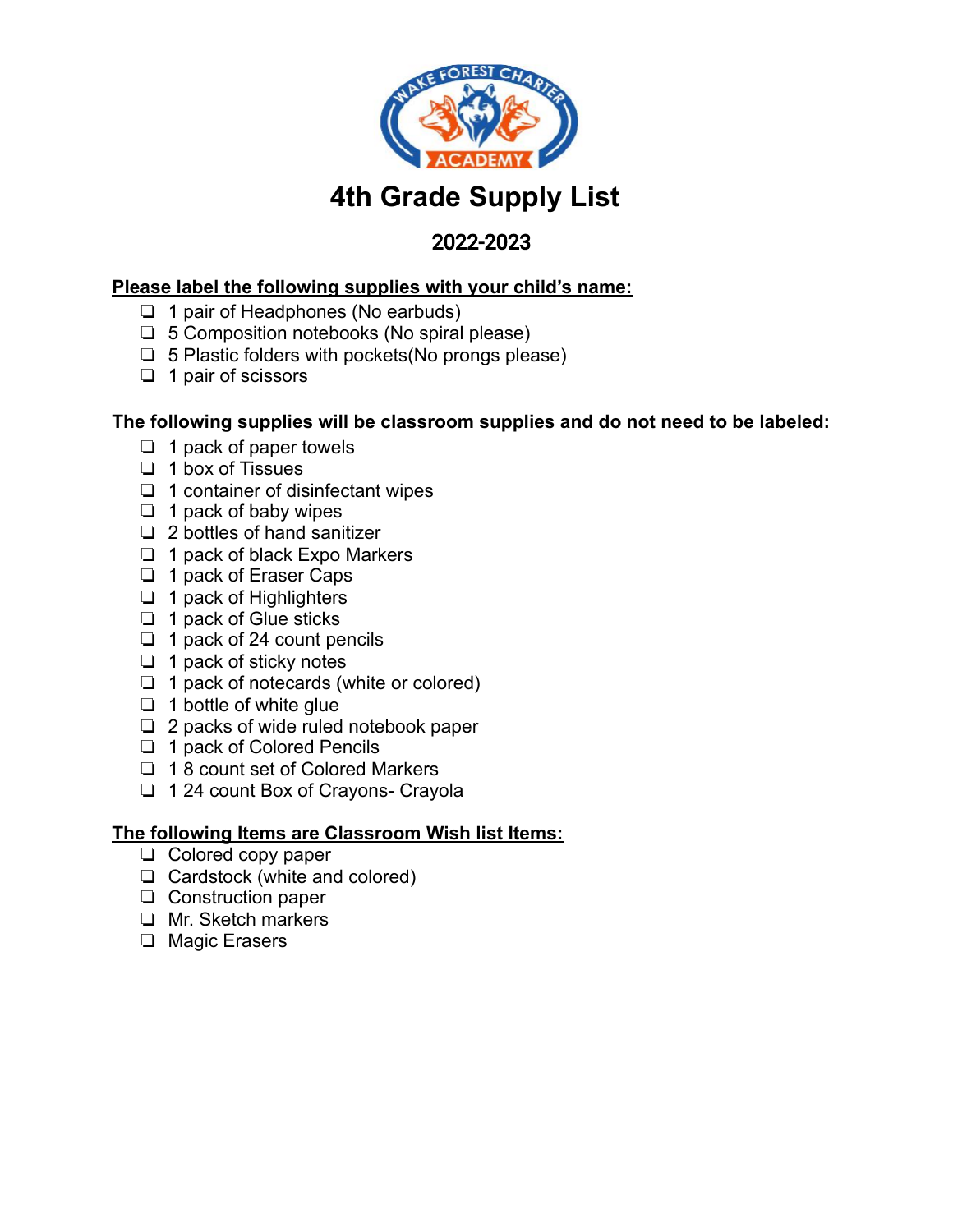# 4th Grade Supply List

## 2022-2023

**Please label the following supplies with your child's name:**

- [ ] 1 pair of Headphones (No earbuds)
- [ ] 5 Composition notebooks (No spiral please)
- [ ] 5 Plastic folders with pockets(No prongs please)
- [ ] 1 pair of scissors

**The following supplies will be classroom supplies and do not need to be labeled:**

- [ ] 1 pack of paper towels
- [ ] 1 box of Tissues
- [ ] 1 container of disinfectant wipes
- [ ] 1 pack of baby wipes
- [ ] 2 bottles of hand sanitizer
- [ ] 1 pack of black Expo Markers
- [ ] 1 pack of Eraser Caps
- [ ] 1 pack of Highlighters
- [ ] 1 pack of Glue sticks
- [ ] 1 pack of 24 count pencils
- [ ] 1 pack of sticky notes
- [ ] 1 pack of notecards (white or colored)
- [ ] 1 bottle of white glue
- [ ] 2 packs of wide ruled notebook paper
- [ ] 1 pack of Colored Pencils
- [ ] 1 8 count set of Colored Markers
- [ ] 1 24 count Box of Crayons- Crayola

**The following Items are Classroom Wish list Items:**

- [ ] Colored copy paper
- [ ] Cardstock (white and colored)
- [ ] Construction paper
- [ ] Mr. Sketch markers
- [ ] Magic Erasers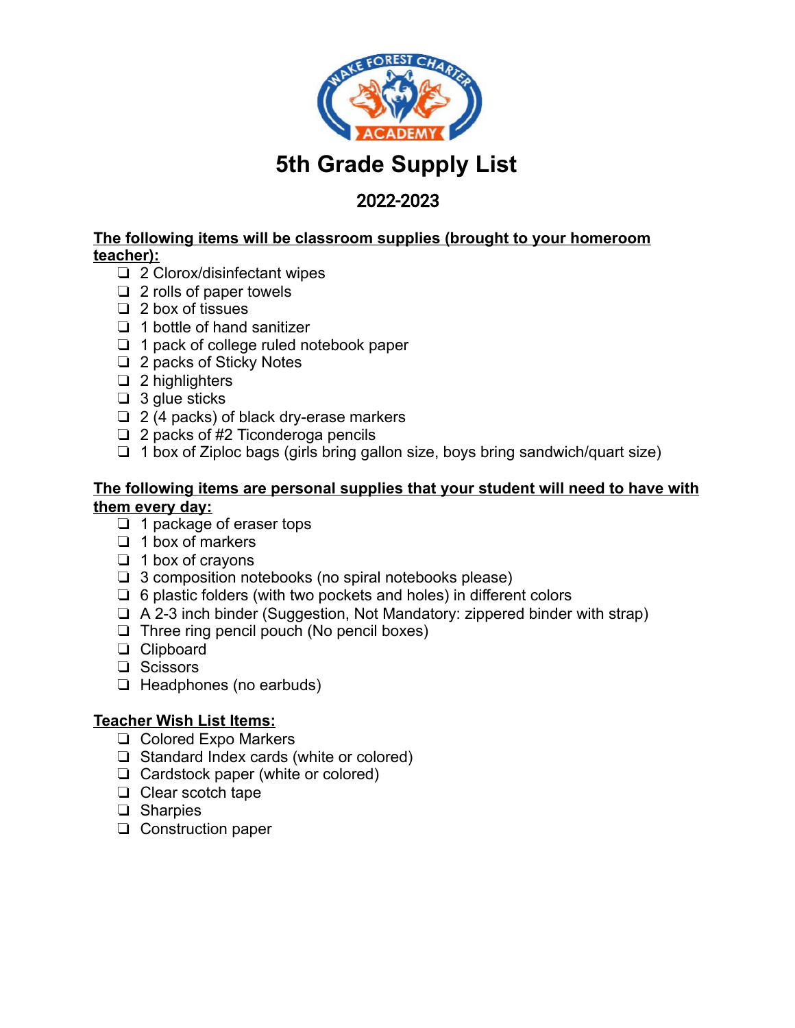# 5th Grade Supply List

## 2022-2023

**The following items will be classroom supplies (brought to your homeroom teacher):**

- ❏ 2 Clorox/disinfectant wipes
- ❏ 2 rolls of paper towels
- ❏ 2 box of tissues
- ❏ 1 bottle of hand sanitizer
- ❏ 1 pack of college ruled notebook paper
- ❏ 2 packs of Sticky Notes
- ❏ 2 highlighters
- ❏ 3 glue sticks
- ❏ 2 (4 packs) of black dry-erase markers
- ❏ 2 packs of #2 Ticonderoga pencils
- ❏ 1 box of Ziploc bags (girls bring gallon size, boys bring sandwich/quart size)

**The following items are personal supplies that your student will need to have with them every day:**

- ❏ 1 package of eraser tops
- ❏ 1 box of markers
- ❏ 1 box of crayons
- ❏ 3 composition notebooks (no spiral notebooks please)
- ❏ 6 plastic folders (with two pockets and holes) in different colors
- ❏ A 2-3 inch binder (Suggestion, Not Mandatory: zippered binder with strap)
- ❏ Three ring pencil pouch (No pencil boxes)
- ❏ Clipboard
- ❏ Scissors
- ❏ Headphones (no earbuds)

**Teacher Wish List Items:**

- ❏ Colored Expo Markers
- ❏ Standard Index cards (white or colored)
- ❏ Cardstock paper (white or colored)
- ❏ Clear scotch tape
- ❏ Sharpies
- ❏ Construction paper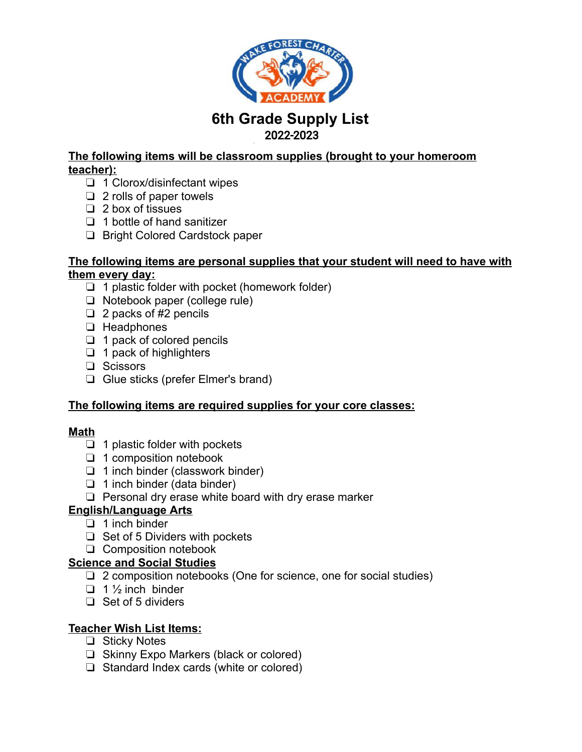# 6th Grade Supply List

## 2022-2023

**The following items will be classroom supplies (brought to your homeroom teacher):**

- ❏ 1 Clorox/disinfectant wipes
- ❏ 2 rolls of paper towels
- ❏ 2 box of tissues
- ❏ 1 bottle of hand sanitizer
- ❏ Bright Colored Cardstock paper

**The following items are personal supplies that your student will need to have with them every day:**

- ❏ 1 plastic folder with pocket (homework folder)
- ❏ Notebook paper (college rule)
- ❏ 2 packs of #2 pencils
- ❏ Headphones
- ❏ 1 pack of colored pencils
- ❏ 1 pack of highlighters
- ❏ Scissors
- ❏ Glue sticks (prefer Elmer's brand)

**The following items are required supplies for your core classes:**

**Math**

- ❏ 1 plastic folder with pockets
- ❏ 1 composition notebook
- ❏ 1 inch binder (classwork binder)
- ❏ 1 inch binder (data binder)
- ❏ Personal dry erase white board with dry erase marker

**English/Language Arts**

- ❏ 1 inch binder
- ❏ Set of 5 Dividers with pockets
- ❏ Composition notebook

**Science and Social Studies**

- ❏ 2 composition notebooks (One for science, one for social studies)
- ❏ 1 ½ inch binder
- ❏ Set of 5 dividers

**Teacher Wish List Items:**

- ❏ Sticky Notes
- ❏ Skinny Expo Markers (black or colored)
- ❏ Standard Index cards (white or colored)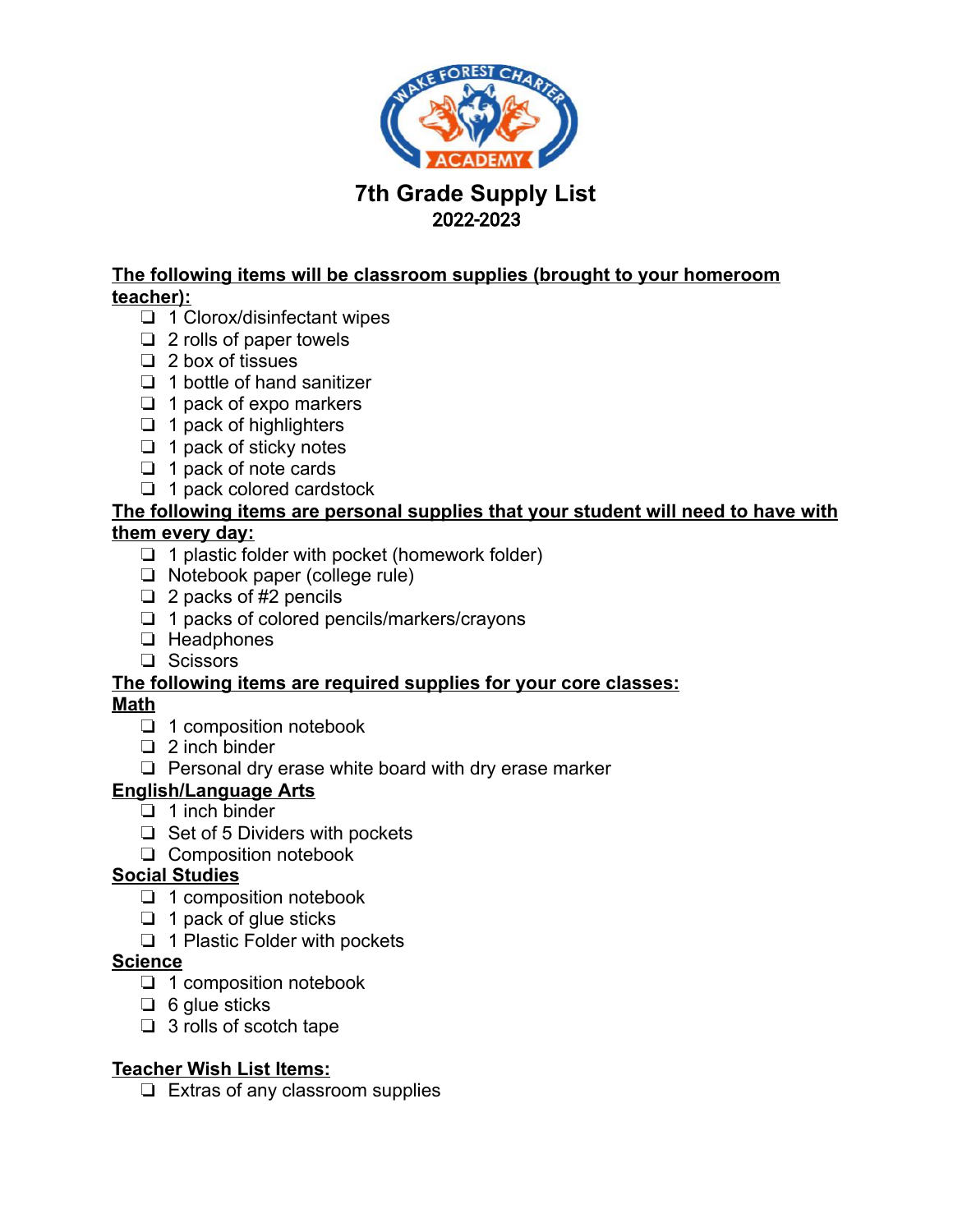# 7th Grade Supply List

## 2022-2023

**The following items will be classroom supplies (brought to your homeroom teacher):**

- ❏ 1 Clorox/disinfectant wipes
- ❏ 2 rolls of paper towels
- ❏ 2 box of tissues
- ❏ 1 bottle of hand sanitizer
- ❏ 1 pack of expo markers
- ❏ 1 pack of highlighters
- ❏ 1 pack of sticky notes
- ❏ 1 pack of note cards
- ❏ 1 pack colored cardstock

**The following items are personal supplies that your student will need to have with them every day:**

- ❏ 1 plastic folder with pocket (homework folder)
- ❏ Notebook paper (college rule)
- ❏ 2 packs of #2 pencils
- ❏ 1 packs of colored pencils/markers/crayons
- ❏ Headphones
- ❏ Scissors

**The following items are required supplies for your core classes:**

**Math**

- ❏ 1 composition notebook
- ❏ 2 inch binder
- ❏ Personal dry erase white board with dry erase marker

**English/Language Arts**

- ❏ 1 inch binder
- ❏ Set of 5 Dividers with pockets
- ❏ Composition notebook

**Social Studies**

- ❏ 1 composition notebook
- ❏ 1 pack of glue sticks
- ❏ 1 Plastic Folder with pockets

**Science**

- ❏ 1 composition notebook
- ❏ 6 glue sticks
- ❏ 3 rolls of scotch tape

**Teacher Wish List Items:**

- ❏ Extras of any classroom supplies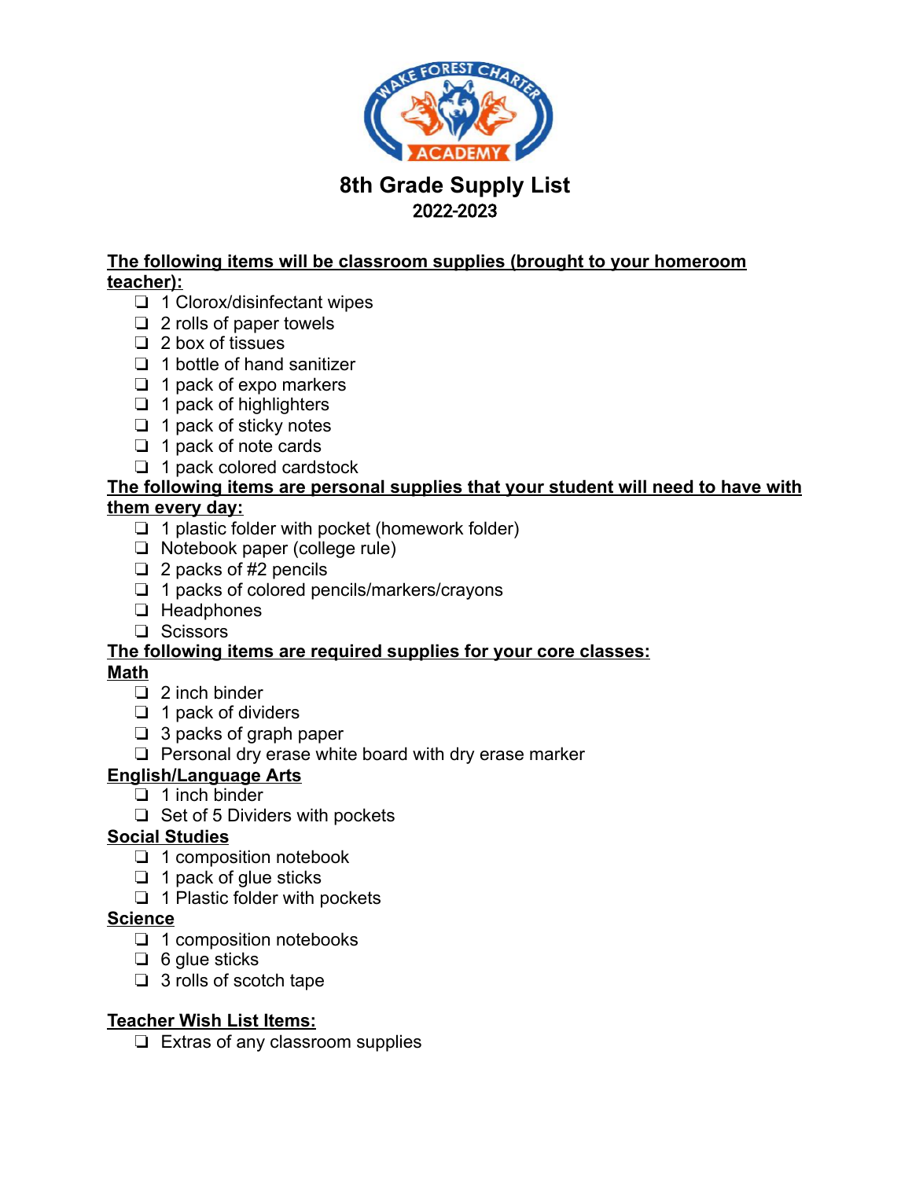# 8th Grade Supply List

**2022-2023**

**The following items will be classroom supplies (brought to your homeroom teacher):**

- ❑ 1 Clorox/disinfectant wipes
- ❑ 2 rolls of paper towels
- ❑ 2 box of tissues
- ❑ 1 bottle of hand sanitizer
- ❑ 1 pack of expo markers
- ❑ 1 pack of highlighters
- ❑ 1 pack of sticky notes
- ❑ 1 pack of note cards
- ❑ 1 pack colored cardstock

**The following items are personal supplies that your student will need to have with them every day:**

- ❑ 1 plastic folder with pocket (homework folder)
- ❑ Notebook paper (college rule)
- ❑ 2 packs of #2 pencils
- ❑ 1 packs of colored pencils/markers/crayons
- ❑ Headphones
- ❑ Scissors

**The following items are required supplies for your core classes:**

**Math**

- ❑ 2 inch binder
- ❑ 1 pack of dividers
- ❑ 3 packs of graph paper
- ❑ Personal dry erase white board with dry erase marker

**English/Language Arts**

- ❑ 1 inch binder
- ❑ Set of 5 Dividers with pockets

**Social Studies**

- ❑ 1 composition notebook
- ❑ 1 pack of glue sticks
- ❑ 1 Plastic folder with pockets

**Science**

- ❑ 1 composition notebooks
- ❑ 6 glue sticks
- ❑ 3 rolls of scotch tape

**Teacher Wish List Items:**

- ❑ Extras of any classroom supplies